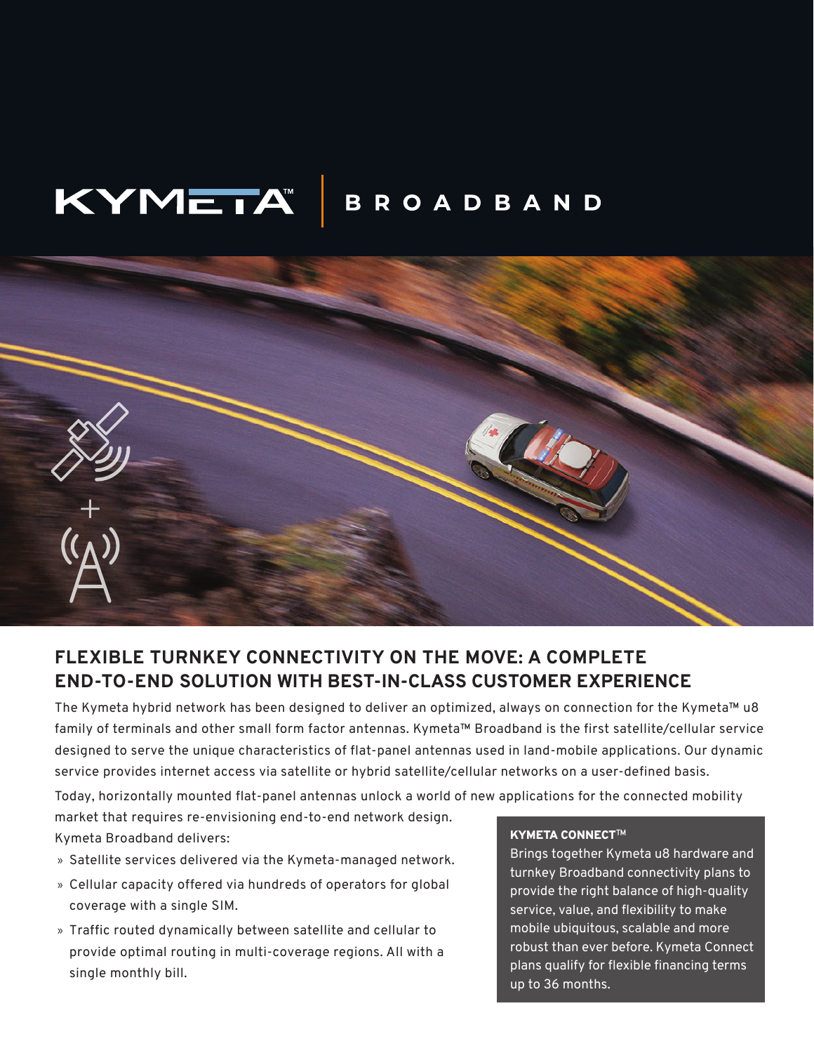# KYMETA™ | BROADBAND

## FLEXIBLE TURNKEY CONNECTIVITY ON THE MOVE: A COMPLETE END-TO-END SOLUTION WITH BEST-IN-CLASS CUSTOMER EXPERIENCE

The Kymeta hybrid network has been designed to deliver an optimized, always on connection for the Kymeta™ u8 family of terminals and other small form factor antennas. Kymeta™ Broadband is the first satellite/cellular service designed to serve the unique characteristics of flat-panel antennas used in land-mobile applications. Our dynamic service provides internet access via satellite or hybrid satellite/cellular networks on a user-defined basis.

Today, horizontally mounted flat-panel antennas unlock a world of new applications for the connected mobility market that requires re-envisioning end-to-end network design. Kymeta Broadband delivers:

- Satellite services delivered via the Kymeta-managed network.
- Cellular capacity offered via hundreds of operators for global coverage with a single SIM.
- Traffic routed dynamically between satellite and cellular to provide optimal routing in multi-coverage regions. All with a single monthly bill.

**KYMETA CONNECT™**

Brings together Kymeta u8 hardware and turnkey Broadband connectivity plans to provide the right balance of high-quality service, value, and flexibility to make mobile ubiquitous, scalable and more robust than ever before. Kymeta Connect plans qualify for flexible financing terms up to 36 months.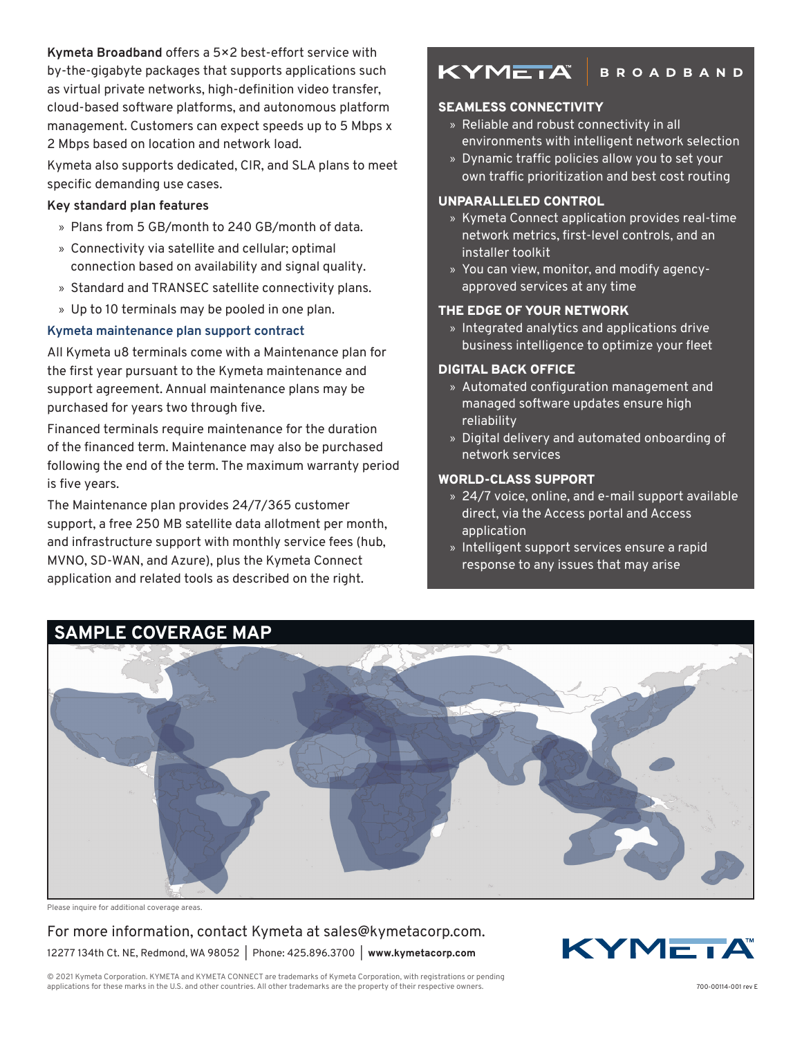**Kymeta Broadband** offers a 5×2 best-effort service with by-the-gigabyte packages that supports applications such as virtual private networks, high-definition video transfer, cloud-based software platforms, and autonomous platform management. Customers can expect speeds up to 5 Mbps x 2 Mbps based on location and network load.

Kymeta also supports dedicated, CIR, and SLA plans to meet specific demanding use cases.

**Key standard plan features**

- Plans from 5 GB/month to 240 GB/month of data.
- Connectivity via satellite and cellular; optimal connection based on availability and signal quality.
- Standard and TRANSEC satellite connectivity plans.
- Up to 10 terminals may be pooled in one plan.

### Kymeta maintenance plan support contract

All Kymeta u8 terminals come with a Maintenance plan for the first year pursuant to the Kymeta maintenance and support agreement. Annual maintenance plans may be purchased for years two through five.

Financed terminals require maintenance for the duration of the financed term. Maintenance may also be purchased following the end of the term. The maximum warranty period is five years.

The Maintenance plan provides 24/7/365 customer support, a free 250 MB satellite data allotment per month, and infrastructure support with monthly service fees (hub, MVNO, SD-WAN, and Azure), plus the Kymeta Connect application and related tools as described on the right.

## KYMETA BROADBAND

### SEAMLESS CONNECTIVITY

- Reliable and robust connectivity in all environments with intelligent network selection
- Dynamic traffic policies allow you to set your own traffic prioritization and best cost routing

### UNPARALLELED CONTROL

- Kymeta Connect application provides real-time network metrics, first-level controls, and an installer toolkit
- You can view, monitor, and modify agency-approved services at any time

### THE EDGE OF YOUR NETWORK

- Integrated analytics and applications drive business intelligence to optimize your fleet

### DIGITAL BACK OFFICE

- Automated configuration management and managed software updates ensure high reliability
- Digital delivery and automated onboarding of network services

### WORLD-CLASS SUPPORT

- 24/7 voice, online, and e-mail support available direct, via the Access portal and Access application
- Intelligent support services ensure a rapid response to any issues that may arise

## SAMPLE COVERAGE MAP

Please inquire for additional coverage areas.

For more information, contact Kymeta at sales@kymetacorp.com.

12277 134th Ct. NE, Redmond, WA 98052 | Phone: 425.896.3700 | **www.kymetacorp.com**

© 2021 Kymeta Corporation. KYMETA and KYMETA CONNECT are trademarks of Kymeta Corporation, with registrations or pending applications for these marks in the U.S. and other countries. All other trademarks are the property of their respective owners.

700-00114-001 rev E